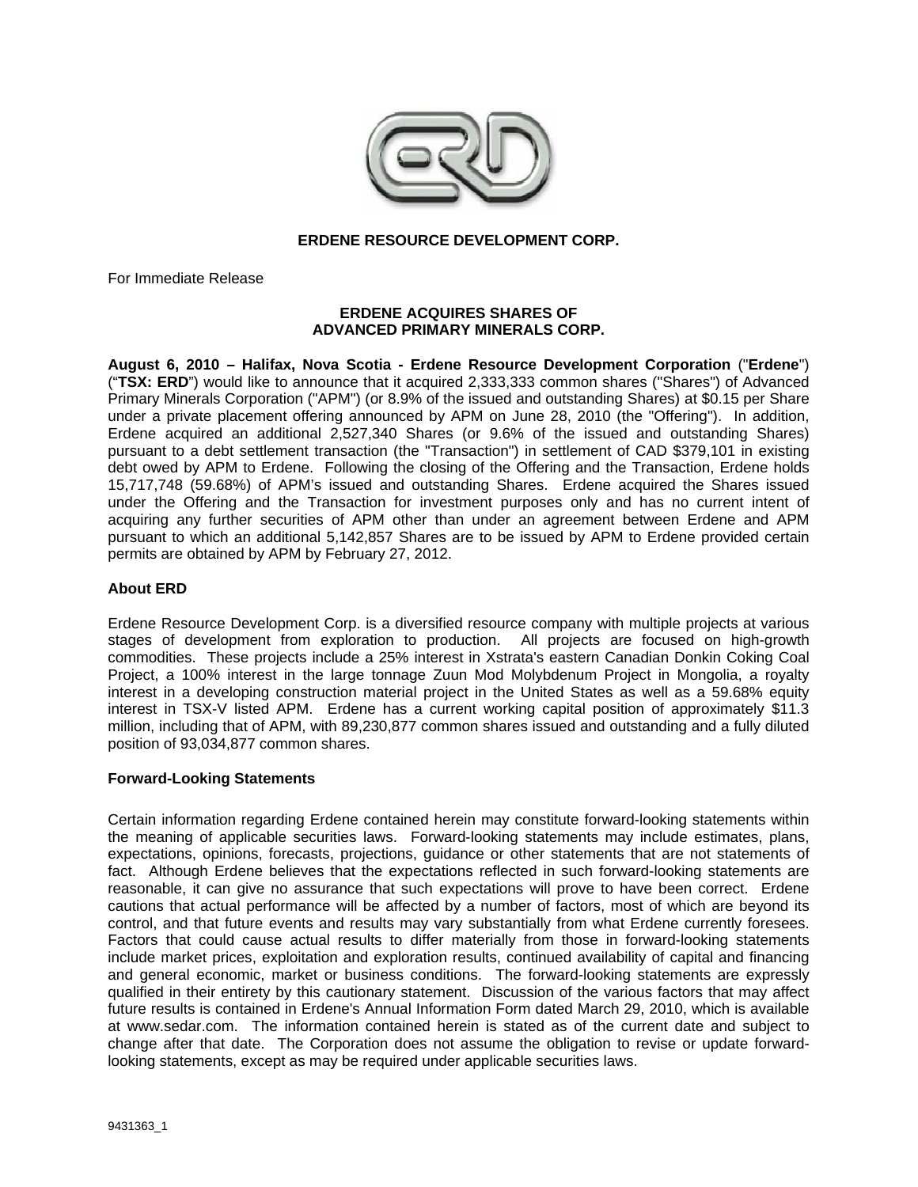# ERDENE RESOURCE DEVELOPMENT CORP.

For Immediate Release

## ERDENE ACQUIRES SHARES OF ADVANCED PRIMARY MINERALS CORP.

**August 6, 2010 – Halifax, Nova Scotia - Erdene Resource Development Corporation** ("**Erdene**") ("**TSX: ERD**") would like to announce that it acquired 2,333,333 common shares ("Shares") of Advanced Primary Minerals Corporation ("APM") (or 8.9% of the issued and outstanding Shares) at $0.15 per Share under a private placement offering announced by APM on June 28, 2010 (the "Offering"). In addition, Erdene acquired an additional 2,527,340 Shares (or 9.6% of the issued and outstanding Shares) pursuant to a debt settlement transaction (the "Transaction") in settlement of CAD $379,101 in existing debt owed by APM to Erdene. Following the closing of the Offering and the Transaction, Erdene holds 15,717,748 (59.68%) of APM's issued and outstanding Shares. Erdene acquired the Shares issued under the Offering and the Transaction for investment purposes only and has no current intent of acquiring any further securities of APM other than under an agreement between Erdene and APM pursuant to which an additional 5,142,857 Shares are to be issued by APM to Erdene provided certain permits are obtained by APM by February 27, 2012.

### About ERD

Erdene Resource Development Corp. is a diversified resource company with multiple projects at various stages of development from exploration to production. All projects are focused on high-growth commodities. These projects include a 25% interest in Xstrata's eastern Canadian Donkin Coking Coal Project, a 100% interest in the large tonnage Zuun Mod Molybdenum Project in Mongolia, a royalty interest in a developing construction material project in the United States as well as a 59.68% equity interest in TSX-V listed APM. Erdene has a current working capital position of approximately $11.3 million, including that of APM, with 89,230,877 common shares issued and outstanding and a fully diluted position of 93,034,877 common shares.

### Forward-Looking Statements

Certain information regarding Erdene contained herein may constitute forward-looking statements within the meaning of applicable securities laws. Forward-looking statements may include estimates, plans, expectations, opinions, forecasts, projections, guidance or other statements that are not statements of fact. Although Erdene believes that the expectations reflected in such forward-looking statements are reasonable, it can give no assurance that such expectations will prove to have been correct. Erdene cautions that actual performance will be affected by a number of factors, most of which are beyond its control, and that future events and results may vary substantially from what Erdene currently foresees. Factors that could cause actual results to differ materially from those in forward-looking statements include market prices, exploitation and exploration results, continued availability of capital and financing and general economic, market or business conditions. The forward-looking statements are expressly qualified in their entirety by this cautionary statement. Discussion of the various factors that may affect future results is contained in Erdene's Annual Information Form dated March 29, 2010, which is available at www.sedar.com. The information contained herein is stated as of the current date and subject to change after that date. The Corporation does not assume the obligation to revise or update forward-looking statements, except as may be required under applicable securities laws.

9431363_1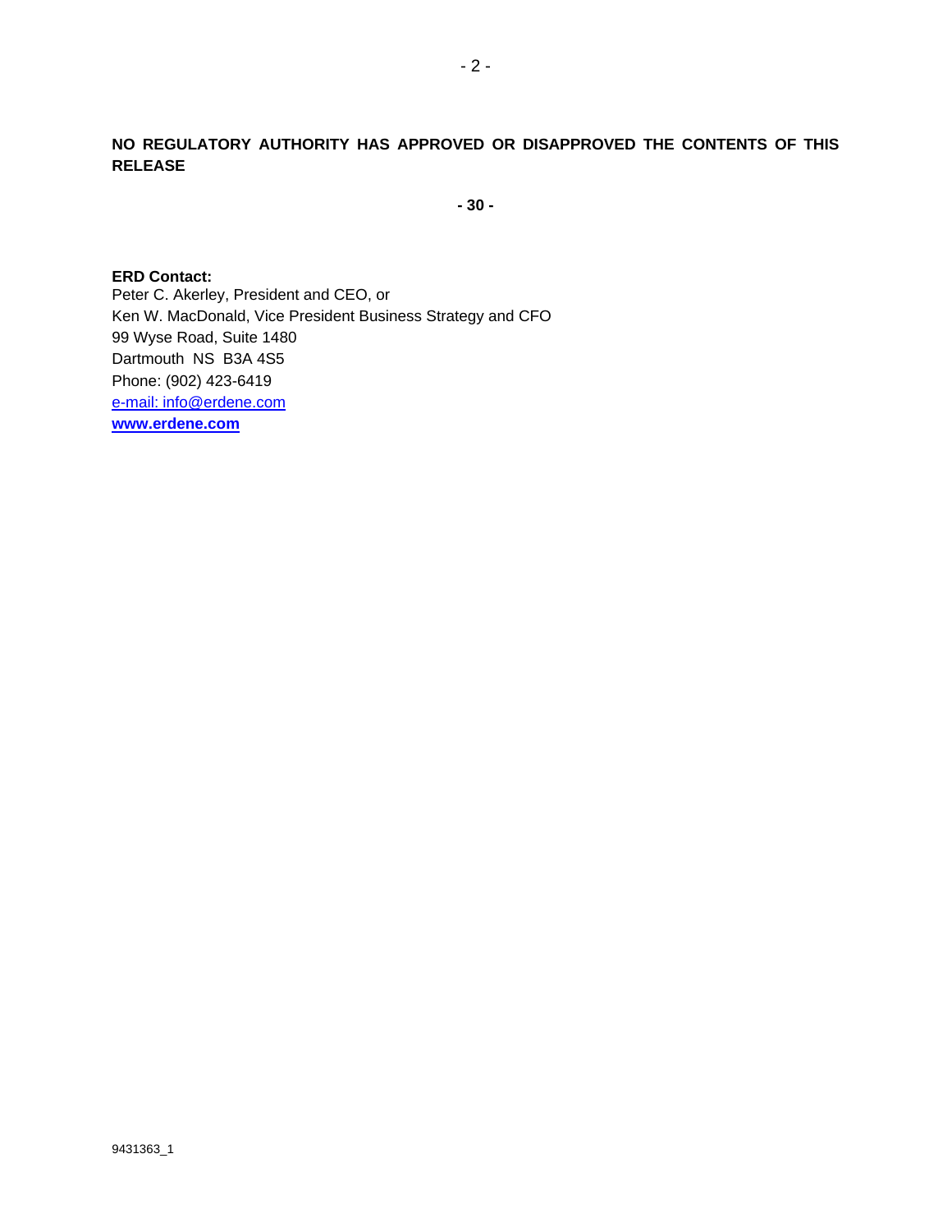**NO REGULATORY AUTHORITY HAS APPROVED OR DISAPPROVED THE CONTENTS OF THIS RELEASE**

**- 30 -**

**ERD Contact:**
Peter C. Akerley, President and CEO, or
Ken W. MacDonald, Vice President Business Strategy and CFO
99 Wyse Road, Suite 1480
Dartmouth NS B3A 4S5
Phone: (902) 423-6419
e-mail: info@erdene.com
**www.erdene.com**

9431363_1